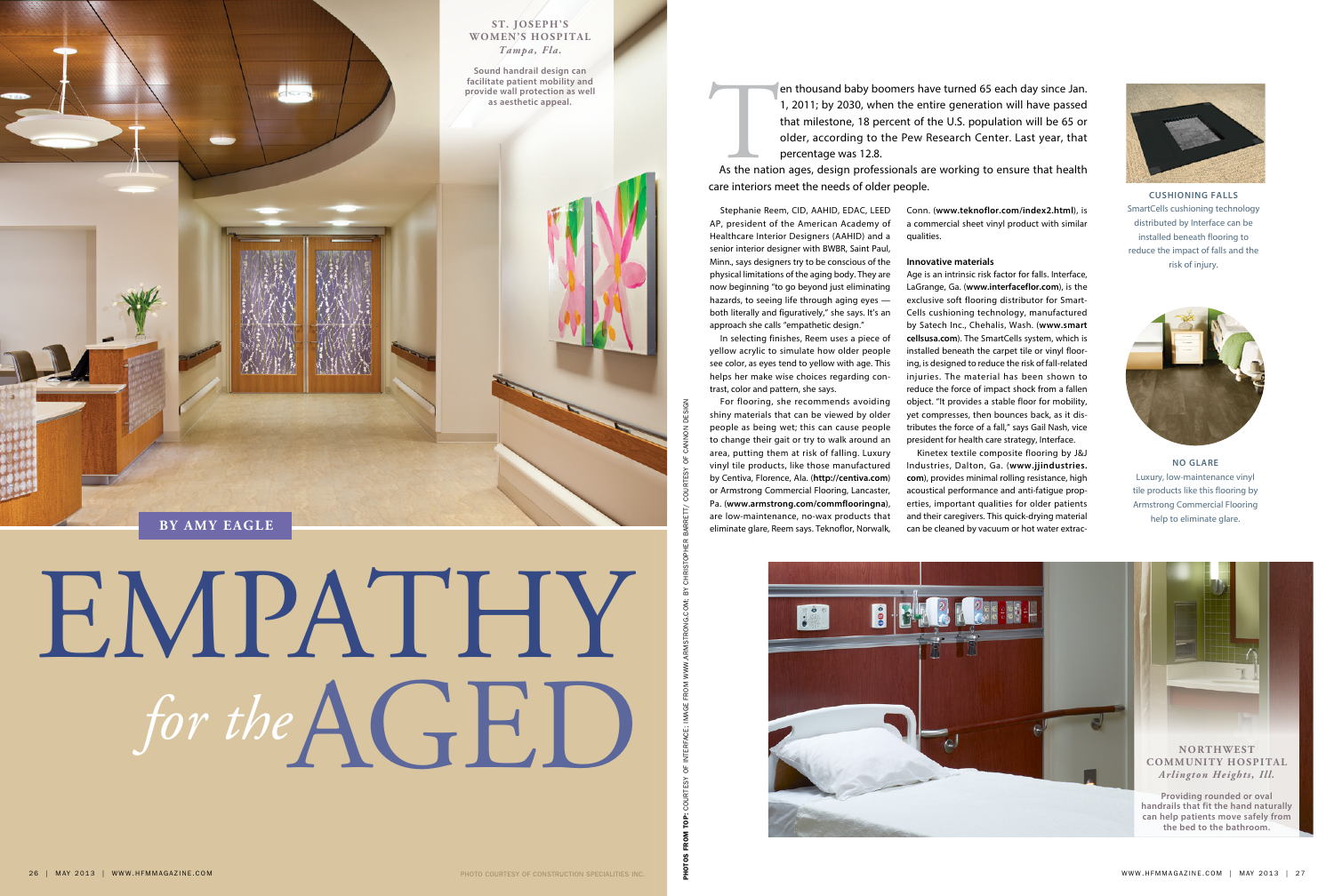# EMPATHY *for the* AGED

**BY AMY EAGLE**

**ST. JOSEPH'S WOMEN'S HOSPITAL**
*Tampa, Fla.*

**Sound handrail design can facilitate patient mobility and provide wall protection as well as aesthetic appeal.**

PHOTO COURTESY OF CONSTRUCTION SPECIALTIES INC.

Ten thousand baby boomers have turned 65 each day since Jan. 1, 2011; by 2030, when the entire generation will have passed that milestone, 18 percent of the U.S. population will be 65 or older, according to the Pew Research Center. Last year, that percentage was 12.8.

As the nation ages, design professionals are working to ensure that health care interiors meet the needs of older people.

Stephanie Reem, CID, AAHID, EDAC, LEED AP, president of the American Academy of Healthcare Interior Designers (AAHID) and a senior interior designer with BWBR, Saint Paul, Minn., says designers try to be conscious of the physical limitations of the aging body. They are now beginning "to go beyond just eliminating hazards, to seeing life through aging eyes — both literally and figuratively," she says. It's an approach she calls "empathetic design."

In selecting finishes, Reem uses a piece of yellow acrylic to simulate how older people see color, as eyes tend to yellow with age. This helps her make wise choices regarding contrast, color and pattern, she says.

For flooring, she recommends avoiding shiny materials that can be viewed by older people as being wet; this can cause people to change their gait or try to walk around an area, putting them at risk of falling. Luxury vinyl tile products, like those manufactured by Centiva, Florence, Ala. (**http://centiva.com**) or Armstrong Commercial Flooring, Lancaster, Pa. (**www.armstrong.com/commflooringna**), are low-maintenance, no-wax products that eliminate glare, Reem says. Teknoflor, Norwalk, Conn. (**www.teknoflor.com/index2.html**), is a commercial sheet vinyl product with similar qualities.

### Innovative materials

Age is an intrinsic risk factor for falls. Interface, LaGrange, Ga. (**www.interfaceflor.com**), is the exclusive flooring distributor for SmartCells cushioning technology, manufactured by Satech Inc., Chehalis, Wash. (**www.smartcellsusa.com**). The SmartCells system, which is installed beneath the carpet tile or vinyl flooring, is designed to reduce the risk of fall-related injuries. The material has been shown to reduce the force of impact shock from a fallen object. "It provides a stable floor for mobility, yet compresses, then bounces back, as it distributes the force of a fall," says Gail Nash, vice president for health care strategy, Interface.

Kinetex textile composite flooring by J&J Industries, Dalton, Ga. (**www.jjindustries.com**), provides minimal rolling resistance, high acoustical performance and anti-fatigue properties, important qualities for older patients and their caregivers. This quick-drying material can be cleaned by vacuum or hot water extrac-

**CUSHIONING FALLS**
SmartCells cushioning technology distributed by Interface can be installed beneath flooring to reduce the impact of falls and the risk of injury.

**NO GLARE**
Luxury, low-maintenance vinyl tile products like this flooring by Armstrong Commercial Flooring help to eliminate glare.

**NORTHWEST COMMUNITY HOSPITAL**
*Arlington Heights, Ill.*

**Providing rounded or oval handrails that fit the hand naturally can help patients move safely from the bed to the bathroom.**

**PHOTOS FROM TOP:** COURTESY OF INTERFACE; IMAGE FROM WWW.ARMSTRONG.COM; BY CHRISTOPHER BARRETT/ COURTESY OF CANNON DESIGN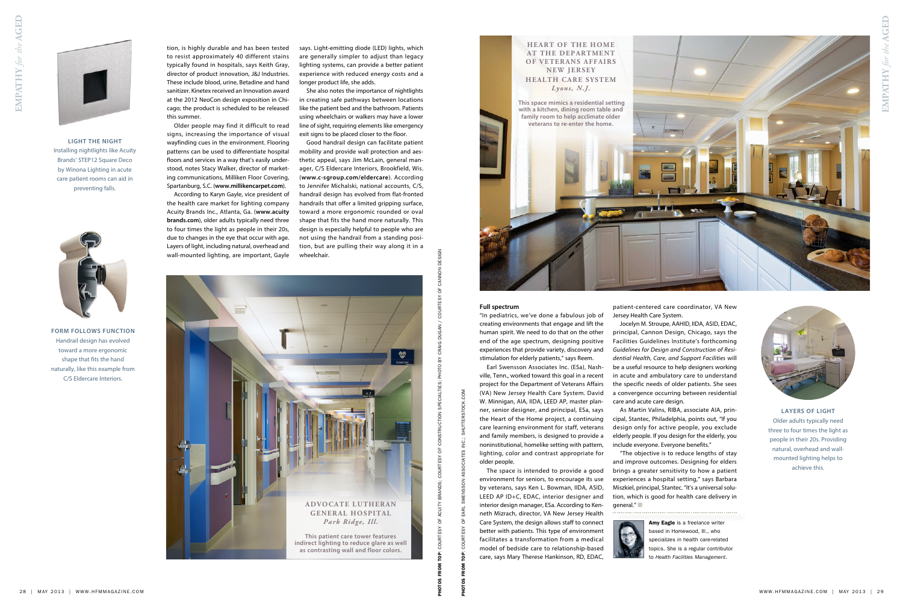tion, is highly durable and has been tested to resist approximately 40 different stains typically found in hospitals, says Keith Gray, director of product innovation, J&J Industries. These include blood, urine, Betadine and hand sanitizer. Kinetex received an Innovation award at the 2012 NeoCon design exposition in Chicago; the product is scheduled to be released this summer.

Older people may find it difficult to read signs, increasing the importance of visual wayfinding cues in the environment. Flooring patterns can be used to differentiate hospital floors and services in a way that's easily understood, notes Stacy Walker, director of marketing communications, Milliken Floor Covering, Spartanburg, S.C. (**www.millikencarpet.com**).

According to Karyn Gayle, vice president of the health care market for lighting company Acuity Brands Inc., Atlanta, Ga. (**www.acuitybrands.com**), older adults typically need three to four times the light as people in their 20s, due to changes in the eye that occur with age. Layers of light, including natural, overhead and wall-mounted lighting, are important, Gayle says. Light-emitting diode (LED) lights, which are generally simpler to adjust than legacy lighting systems, can provide a better patient experience with reduced energy costs and a longer product life, she adds.

She also notes the importance of nightlights in creating safe pathways between locations like the patient bed and the bathroom. Patients using wheelchairs or walkers may have a lower line of sight, requiring elements like emergency exit signs to be placed closer to the floor.

Good handrail design can facilitate patient mobility and provide wall protection and aesthetic appeal, says Jim McLain, general manager, C/S Eldercare Interiors, Brookfield, Wis. (**www.c-sgroup.com/eldercare**). According to Jennifer Michalski, national accounts, C/S, handrail design has evolved from flat-fronted handrails that offer a limited gripping surface, toward a more ergonomic rounded or oval shape that fits the hand more naturally. This design is especially helpful to people who are not using the handrail from a standing position, but are pulling their way along it in a wheelchair.

**LIGHT THE NIGHT**
Installing nightlights like Acuity Brands' STEP12 Square Deco by Winona Lighting in acute care patient rooms can aid in preventing falls.

**FORM FOLLOWS FUNCTION**
Handrail design has evolved toward a more ergonomic shape that fits the hand naturally, like this example from C/S Eldercare Interiors.

**ADVOCATE LUTHERAN GENERAL HOSPITAL**
*Park Ridge, Ill.*
This patient care tower features indirect lighting to reduce glare as well as contrasting wall and floor colors.

PHOTOS FROM TOP: COURTESY OF ACUITY BRANDS; COURTESY OF CONSTRUCTION SPECIALTIES; PHOTO BY CRAIG DUGAN / COURTESY OF CANNON DESIGN

**HEART OF THE HOME AT THE DEPARTMENT OF VETERANS AFFAIRS NEW JERSEY HEALTH CARE SYSTEM**
*Lyons, N.J.*
This space mimics a residential setting with a kitchen, dining room table and family room to help acclimate older veterans to re-enter the home.

## Full spectrum

"In pediatrics, we've done a fabulous job of creating environments that engage and lift the human spirit. We need to do that on the other end of the age spectrum, designing positive experiences that provide variety, discovery and stimulation for elderly patients," says Reem.

Earl Swensson Associates Inc. (ESa), Nashville, Tenn., worked toward this goal in a recent project for the Department of Veterans Affairs (VA) New Jersey Health Care System. David W. Minnigan, AIA, IIDA, LEED AP, master planner, senior designer, and principal, ESa, says the Heart of the Home project, a continuing care learning environment for staff, veterans and family members, is designed to provide a noninstitutional, homelike setting with pattern, lighting, color and contrast appropriate for older people.

The space is intended to provide a good environment for seniors, to encourage its use by veterans, says Ken L. Bowman, IIDA, ASID, LEED AP ID+C, EDAC, interior designer and interior design manager, ESa. According to Kenneth Mizrach, director, VA New Jersey Health Care System, the design allows staff to connect better with patients. This type of environment facilitates a transformation from a medical model of bedside care to relationship-based care, says Mary Therese Hankinson, RD, EDAC, patient-centered care coordinator, VA New Jersey Health Care System.

Jocelyn M. Stroupe, AAHID, IIDA, ASID, EDAC, principal, Cannon Design, Chicago, says the Facilities Guidelines Institute's forthcoming *Guidelines for Design and Construction of Residential Health, Care, and Support Facilities* will be a useful resource to help designers working in acute and ambulatory care to understand the specific needs of older patients. She sees a convergence occurring between residential care and acute care design.

As Martin Valins, RIBA, associate AIA, principal, Stantec, Philadelphia, points out, "If you design only for active people, you exclude elderly people. If you design for the elderly, you include everyone. Everyone benefits."

"The objective is to reduce lengths of stay and improve outcomes. Designing for elders brings a greater sensitivity to how a patient experiences a hospital setting," says Barbara Miszkiel, principal, Stantec. "It's a universal solution, which is good for health care delivery in general."

**Amy Eagle** is a freelance writer based in Homewood, Ill., who specializes in health care-related topics. She is a regular contributor to *Health Facilities Management*.

**LAYERS OF LIGHT**
Older adults typically need three to four times the light as people in their 20s. Providing natural, overhead and wall-mounted lighting helps to achieve this.

PHOTOS FROM TOP: COURTESY OF EARL SWENSSON ASSOCIATES INC.; SHUTTERSTOCK.COM